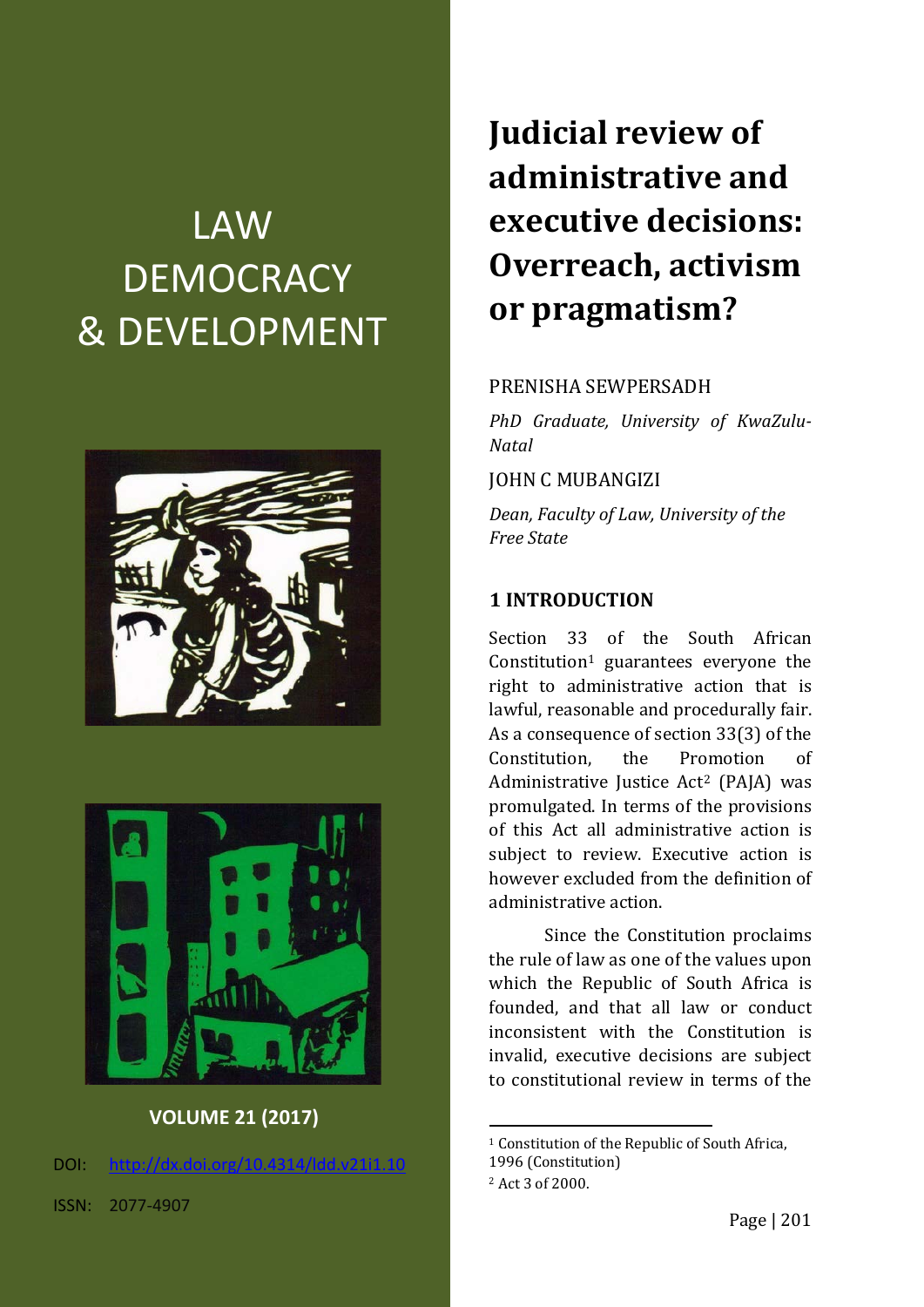# LAW DEMOCRACY & DEVELOPMENT

**VOLUME 21 (2017)**

DOI: http://dx.doi.org/10.4314/ldd.v21i1.10

ISSN: 2077-4907

# Judicial review of administrative and executive decisions: Overreach, activism or pragmatism?

PRENISHA SEWPERSADH

*PhD Graduate, University of KwaZulu-Natal*

JOHN C MUBANGIZI

*Dean, Faculty of Law, University of the Free State*

## 1 INTRODUCTION

Section 33 of the South African Constitution[1] guarantees everyone the right to administrative action that is lawful, reasonable and procedurally fair. As a consequence of section 33(3) of the Constitution, the Promotion of Administrative Justice Act[2] (PAJA) was promulgated. In terms of the provisions of this Act all administrative action is subject to review. Executive action is however excluded from the definition of administrative action.

Since the Constitution proclaims the rule of law as one of the values upon which the Republic of South Africa is founded, and that all law or conduct inconsistent with the Constitution is invalid, executive decisions are subject to constitutional review in terms of the

[1] Constitution of the Republic of South Africa, 1996 (Constitution)

[2] Act 3 of 2000.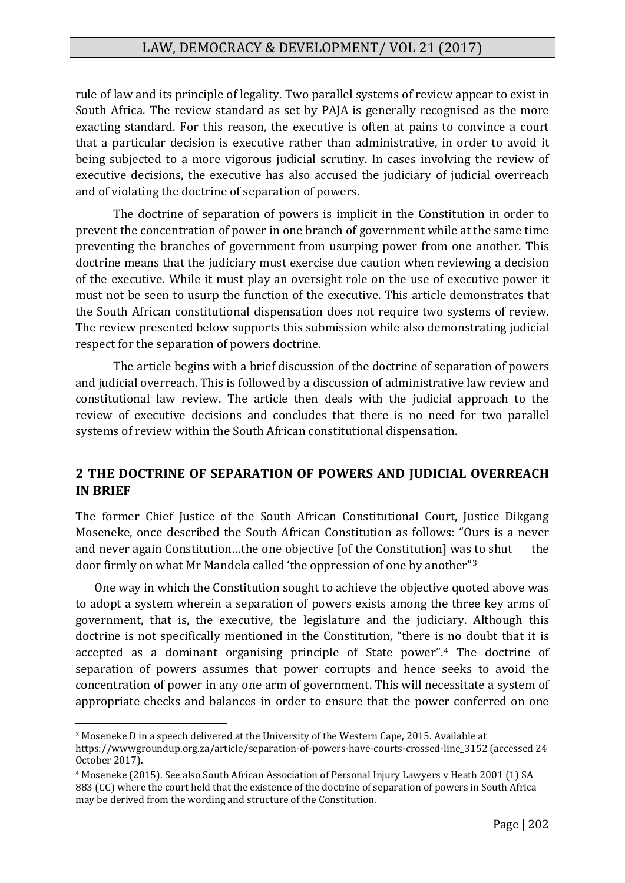rule of law and its principle of legality. Two parallel systems of review appear to exist in South Africa. The review standard as set by PAJA is generally recognised as the more exacting standard. For this reason, the executive is often at pains to convince a court that a particular decision is executive rather than administrative, in order to avoid it being subjected to a more vigorous judicial scrutiny. In cases involving the review of executive decisions, the executive has also accused the judiciary of judicial overreach and of violating the doctrine of separation of powers.

The doctrine of separation of powers is implicit in the Constitution in order to prevent the concentration of power in one branch of government while at the same time preventing the branches of government from usurping power from one another. This doctrine means that the judiciary must exercise due caution when reviewing a decision of the executive. While it must play an oversight role on the use of executive power it must not be seen to usurp the function of the executive. This article demonstrates that the South African constitutional dispensation does not require two systems of review. The review presented below supports this submission while also demonstrating judicial respect for the separation of powers doctrine.

The article begins with a brief discussion of the doctrine of separation of powers and judicial overreach. This is followed by a discussion of administrative law review and constitutional law review. The article then deals with the judicial approach to the review of executive decisions and concludes that there is no need for two parallel systems of review within the South African constitutional dispensation.

## 2 THE DOCTRINE OF SEPARATION OF POWERS AND JUDICIAL OVERREACH IN BRIEF

The former Chief Justice of the South African Constitutional Court, Justice Dikgang Moseneke, once described the South African Constitution as follows: "Ours is a never and never again Constitution…the one objective [of the Constitution] was to shut the door firmly on what Mr Mandela called 'the oppression of one by another"[3]

One way in which the Constitution sought to achieve the objective quoted above was to adopt a system wherein a separation of powers exists among the three key arms of government, that is, the executive, the legislature and the judiciary. Although this doctrine is not specifically mentioned in the Constitution, "there is no doubt that it is accepted as a dominant organising principle of State power".[4] The doctrine of separation of powers assumes that power corrupts and hence seeks to avoid the concentration of power in any one arm of government. This will necessitate a system of appropriate checks and balances in order to ensure that the power conferred on one

---

[3] Moseneke D in a speech delivered at the University of the Western Cape, 2015. Available at https://wwwgroundup.org.za/article/separation-of-powers-have-courts-crossed-line_3152 (accessed 24 October 2017).

[4] Moseneke (2015). See also South African Association of Personal Injury Lawyers v Heath 2001 (1) SA 883 (CC) where the court held that the existence of the doctrine of separation of powers in South Africa may be derived from the wording and structure of the Constitution.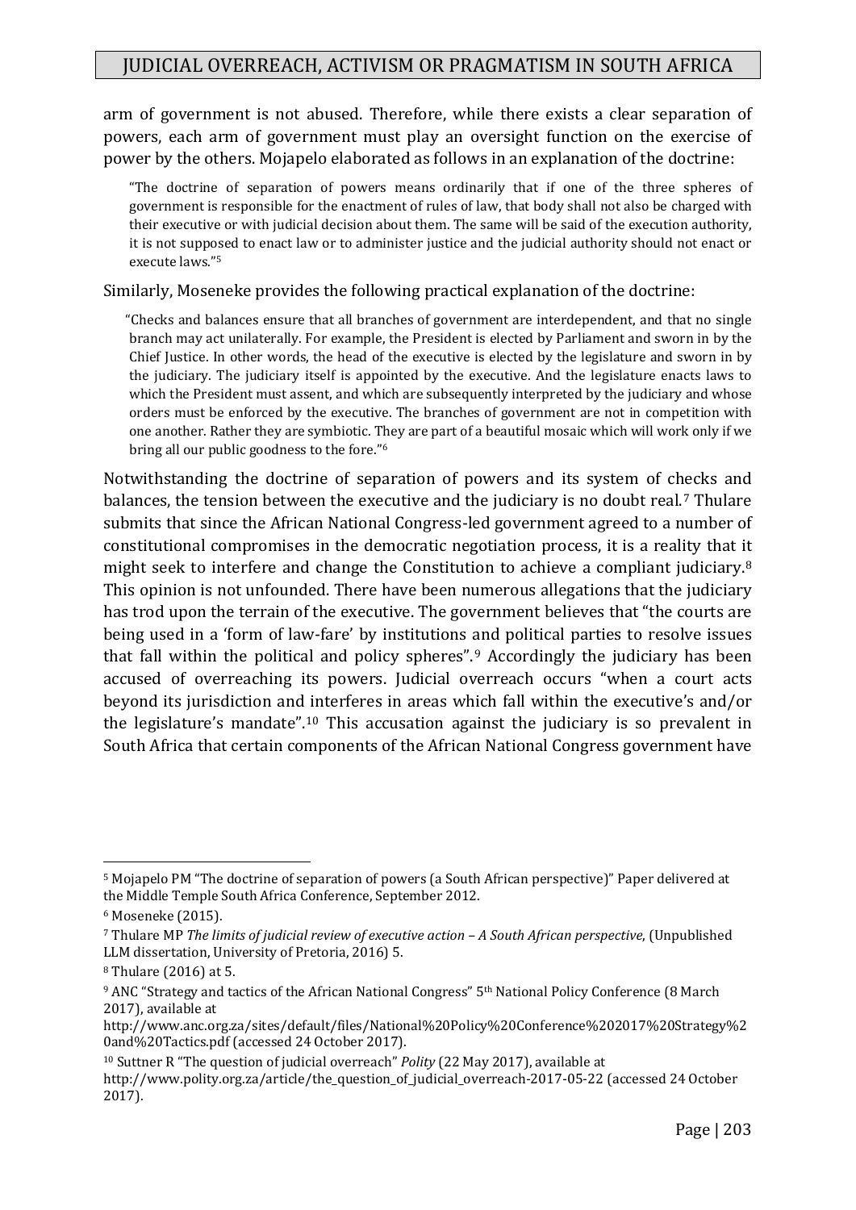arm of government is not abused. Therefore, while there exists a clear separation of powers, each arm of government must play an oversight function on the exercise of power by the others. Mojapelo elaborated as follows in an explanation of the doctrine:

> "The doctrine of separation of powers means ordinarily that if one of the three spheres of government is responsible for the enactment of rules of law, that body shall not also be charged with their executive or with judicial decision about them. The same will be said of the execution authority, it is not supposed to enact law or to administer justice and the judicial authority should not enact or execute laws."[5]

Similarly, Moseneke provides the following practical explanation of the doctrine:

> "Checks and balances ensure that all branches of government are interdependent, and that no single branch may act unilaterally. For example, the President is elected by Parliament and sworn in by the Chief Justice. In other words, the head of the executive is elected by the legislature and sworn in by the judiciary. The judiciary itself is appointed by the executive. And the legislature enacts laws to which the President must assent, and which are subsequently interpreted by the judiciary and whose orders must be enforced by the executive. The branches of government are not in competition with one another. Rather they are symbiotic. They are part of a beautiful mosaic which will work only if we bring all our public goodness to the fore."[6]

Notwithstanding the doctrine of separation of powers and its system of checks and balances, the tension between the executive and the judiciary is no doubt real.[7] Thulare submits that since the African National Congress-led government agreed to a number of constitutional compromises in the democratic negotiation process, it is a reality that it might seek to interfere and change the Constitution to achieve a compliant judiciary.[8] This opinion is not unfounded. There have been numerous allegations that the judiciary has trod upon the terrain of the executive. The government believes that "the courts are being used in a 'form of law-fare' by institutions and political parties to resolve issues that fall within the political and policy spheres".[9] Accordingly the judiciary has been accused of overreaching its powers. Judicial overreach occurs "when a court acts beyond its jurisdiction and interferes in areas which fall within the executive's and/or the legislature's mandate".[10] This accusation against the judiciary is so prevalent in South Africa that certain components of the African National Congress government have

---

[5] Mojapelo PM "The doctrine of separation of powers (a South African perspective)" Paper delivered at the Middle Temple South Africa Conference, September 2012.

[6] Moseneke (2015).

[7] Thulare MP *The limits of judicial review of executive action – A South African perspective*, (Unpublished LLM dissertation, University of Pretoria, 2016) 5.

[8] Thulare (2016) at 5.

[9] ANC "Strategy and tactics of the African National Congress" 5th National Policy Conference (8 March 2017), available at http://www.anc.org.za/sites/default/files/National%20Policy%20Conference%202017%20Strategy%20and%20Tactics.pdf (accessed 24 October 2017).

[10] Suttner R "The question of judicial overreach" *Polity* (22 May 2017), available at http://www.polity.org.za/article/the_question_of_judicial_overreach-2017-05-22 (accessed 24 October 2017).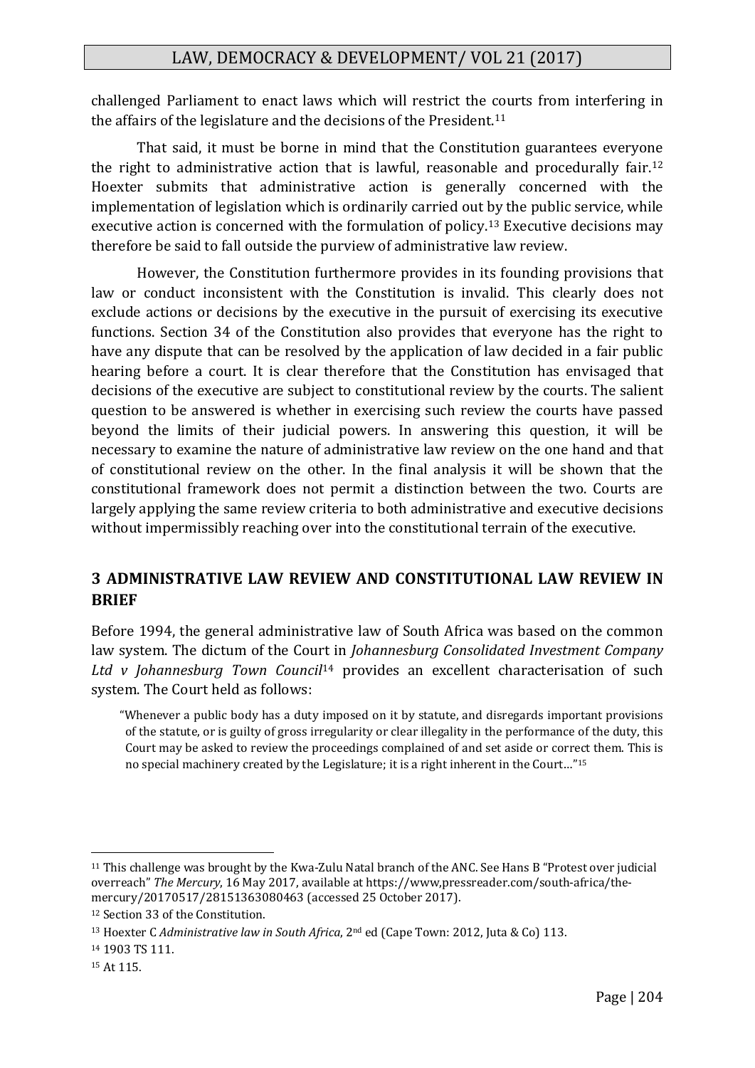challenged Parliament to enact laws which will restrict the courts from interfering in the affairs of the legislature and the decisions of the President.[11]

That said, it must be borne in mind that the Constitution guarantees everyone the right to administrative action that is lawful, reasonable and procedurally fair.[12] Hoexter submits that administrative action is generally concerned with the implementation of legislation which is ordinarily carried out by the public service, while executive action is concerned with the formulation of policy.[13] Executive decisions may therefore be said to fall outside the purview of administrative law review.

However, the Constitution furthermore provides in its founding provisions that law or conduct inconsistent with the Constitution is invalid. This clearly does not exclude actions or decisions by the executive in the pursuit of exercising its executive functions. Section 34 of the Constitution also provides that everyone has the right to have any dispute that can be resolved by the application of law decided in a fair public hearing before a court. It is clear therefore that the Constitution has envisaged that decisions of the executive are subject to constitutional review by the courts. The salient question to be answered is whether in exercising such review the courts have passed beyond the limits of their judicial powers. In answering this question, it will be necessary to examine the nature of administrative law review on the one hand and that of constitutional review on the other. In the final analysis it will be shown that the constitutional framework does not permit a distinction between the two. Courts are largely applying the same review criteria to both administrative and executive decisions without impermissibly reaching over into the constitutional terrain of the executive.

## 3 ADMINISTRATIVE LAW REVIEW AND CONSTITUTIONAL LAW REVIEW IN BRIEF

Before 1994, the general administrative law of South Africa was based on the common law system. The dictum of the Court in *Johannesburg Consolidated Investment Company Ltd v Johannesburg Town Council*[14] provides an excellent characterisation of such system. The Court held as follows:

> "Whenever a public body has a duty imposed on it by statute, and disregards important provisions of the statute, or is guilty of gross irregularity or clear illegality in the performance of the duty, this Court may be asked to review the proceedings complained of and set aside or correct them. This is no special machinery created by the Legislature; it is a right inherent in the Court…"[15]

---

[11] This challenge was brought by the Kwa-Zulu Natal branch of the ANC. See Hans B "Protest over judicial overreach" *The Mercury*, 16 May 2017, available at https://www,pressreader.com/south-africa/the-mercury/20170517/28151363080463 (accessed 25 October 2017).

[12] Section 33 of the Constitution.

[13] Hoexter C *Administrative law in South Africa*, 2nd ed (Cape Town: 2012, Juta & Co) 113.

[14] 1903 TS 111.

[15] At 115.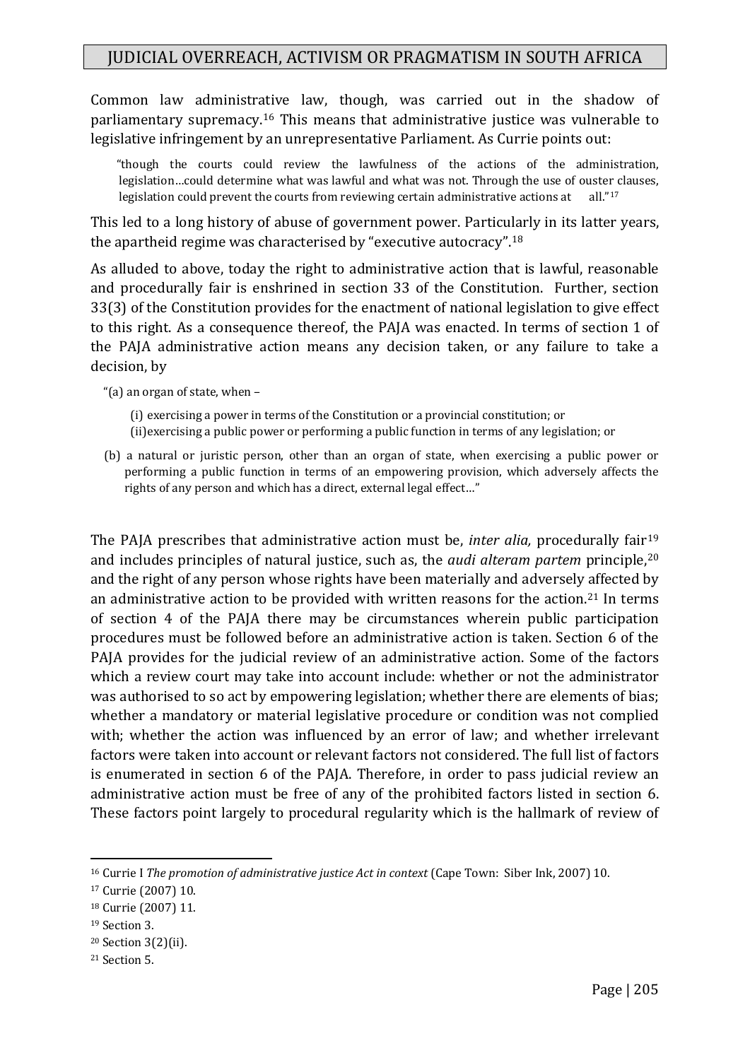Common law administrative law, though, was carried out in the shadow of parliamentary supremacy.[16] This means that administrative justice was vulnerable to legislative infringement by an unrepresentative Parliament. As Currie points out:

> "though the courts could review the lawfulness of the actions of the administration, legislation…could determine what was lawful and what was not. Through the use of ouster clauses, legislation could prevent the courts from reviewing certain administrative actions at all."[17]

This led to a long history of abuse of government power. Particularly in its latter years, the apartheid regime was characterised by "executive autocracy".[18]

As alluded to above, today the right to administrative action that is lawful, reasonable and procedurally fair is enshrined in section 33 of the Constitution. Further, section 33(3) of the Constitution provides for the enactment of national legislation to give effect to this right. As a consequence thereof, the PAJA was enacted. In terms of section 1 of the PAJA administrative action means any decision taken, or any failure to take a decision, by

> "(a) an organ of state, when –
>
> (i) exercising a power in terms of the Constitution or a provincial constitution; or
> (ii) exercising a public power or performing a public function in terms of any legislation; or
>
> (b) a natural or juristic person, other than an organ of state, when exercising a public power or performing a public function in terms of an empowering provision, which adversely affects the rights of any person and which has a direct, external legal effect…"

The PAJA prescribes that administrative action must be, *inter alia,* procedurally fair[19] and includes principles of natural justice, such as, the *audi alteram partem* principle,[20] and the right of any person whose rights have been materially and adversely affected by an administrative action to be provided with written reasons for the action.[21] In terms of section 4 of the PAJA there may be circumstances wherein public participation procedures must be followed before an administrative action is taken. Section 6 of the PAJA provides for the judicial review of an administrative action. Some of the factors which a review court may take into account include: whether or not the administrator was authorised to so act by empowering legislation; whether there are elements of bias; whether a mandatory or material legislative procedure or condition was not complied with; whether the action was influenced by an error of law; and whether irrelevant factors were taken into account or relevant factors not considered. The full list of factors is enumerated in section 6 of the PAJA. Therefore, in order to pass judicial review an administrative action must be free of any of the prohibited factors listed in section 6. These factors point largely to procedural regularity which is the hallmark of review of

---

[16] Currie I *The promotion of administrative justice Act in context* (Cape Town: Siber Ink, 2007) 10.

[17] Currie (2007) 10.

[18] Currie (2007) 11.

[19] Section 3.

[20] Section 3(2)(ii).

[21] Section 5.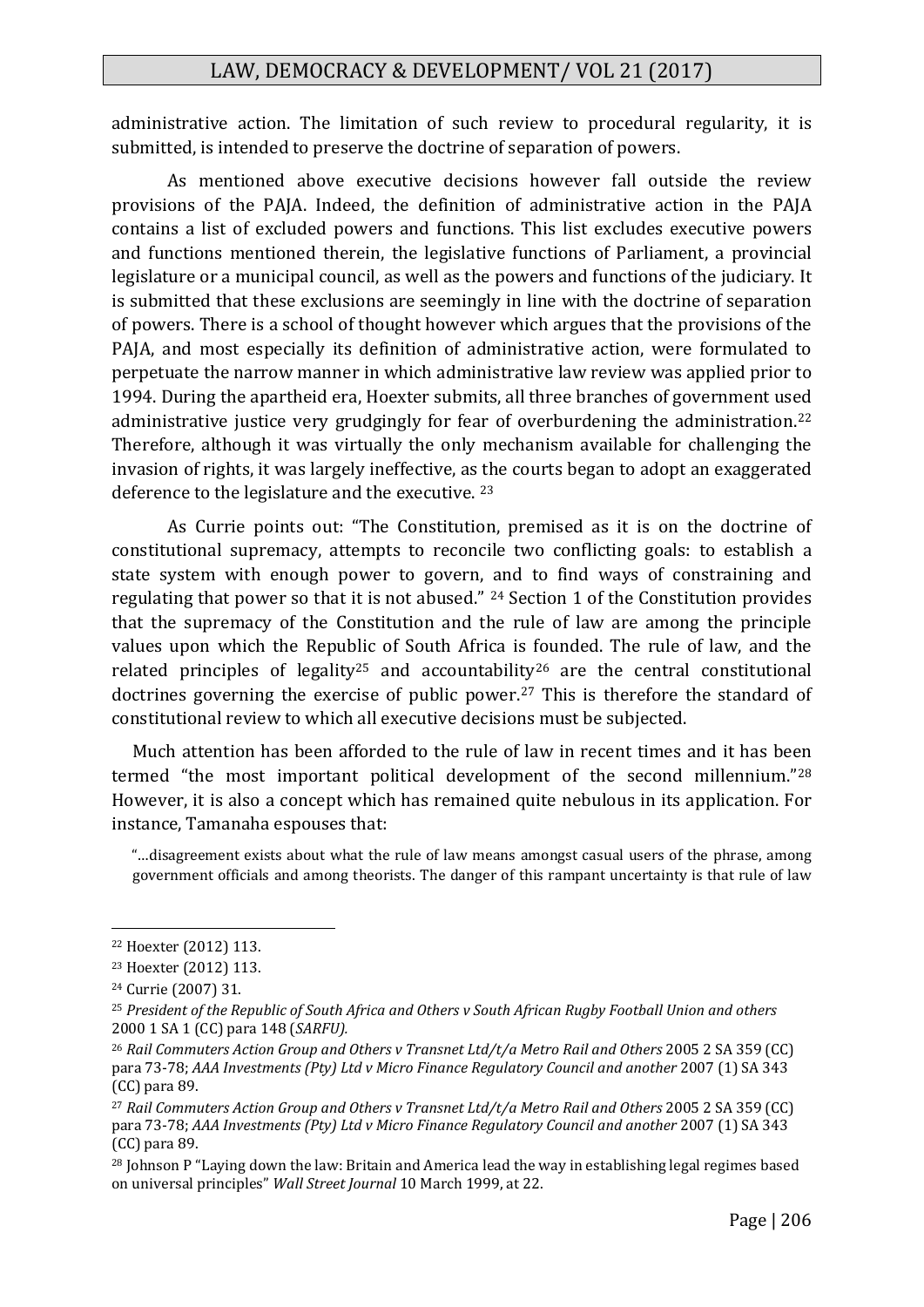administrative action. The limitation of such review to procedural regularity, it is submitted, is intended to preserve the doctrine of separation of powers.

As mentioned above executive decisions however fall outside the review provisions of the PAJA. Indeed, the definition of administrative action in the PAJA contains a list of excluded powers and functions. This list excludes executive powers and functions mentioned therein, the legislative functions of Parliament, a provincial legislature or a municipal council, as well as the powers and functions of the judiciary. It is submitted that these exclusions are seemingly in line with the doctrine of separation of powers. There is a school of thought however which argues that the provisions of the PAJA, and most especially its definition of administrative action, were formulated to perpetuate the narrow manner in which administrative law review was applied prior to 1994. During the apartheid era, Hoexter submits, all three branches of government used administrative justice very grudgingly for fear of overburdening the administration.[22] Therefore, although it was virtually the only mechanism available for challenging the invasion of rights, it was largely ineffective, as the courts began to adopt an exaggerated deference to the legislature and the executive.[23]

As Currie points out: "The Constitution, premised as it is on the doctrine of constitutional supremacy, attempts to reconcile two conflicting goals: to establish a state system with enough power to govern, and to find ways of constraining and regulating that power so that it is not abused."[24] Section 1 of the Constitution provides that the supremacy of the Constitution and the rule of law are among the principle values upon which the Republic of South Africa is founded. The rule of law, and the related principles of legality[25] and accountability[26] are the central constitutional doctrines governing the exercise of public power.[27] This is therefore the standard of constitutional review to which all executive decisions must be subjected.

Much attention has been afforded to the rule of law in recent times and it has been termed "the most important political development of the second millennium."[28] However, it is also a concept which has remained quite nebulous in its application. For instance, Tamanaha espouses that:

> "…disagreement exists about what the rule of law means amongst casual users of the phrase, among government officials and among theorists. The danger of this rampant uncertainty is that rule of law

---

[22] Hoexter (2012) 113.

[23] Hoexter (2012) 113.

[24] Currie (2007) 31.

[25] *President of the Republic of South Africa and Others v South African Rugby Football Union and others* 2000 1 SA 1 (CC) para 148 (*SARFU).*

[26] *Rail Commuters Action Group and Others v Transnet Ltd/t/a Metro Rail and Others* 2005 2 SA 359 (CC) para 73-78; *AAA Investments (Pty) Ltd v Micro Finance Regulatory Council and another* 2007 (1) SA 343 (CC) para 89.

[27] *Rail Commuters Action Group and Others v Transnet Ltd/t/a Metro Rail and Others* 2005 2 SA 359 (CC) para 73-78; *AAA Investments (Pty) Ltd v Micro Finance Regulatory Council and another* 2007 (1) SA 343 (CC) para 89.

[28] Johnson P "Laying down the law: Britain and America lead the way in establishing legal regimes based on universal principles" *Wall Street Journal* 10 March 1999, at 22.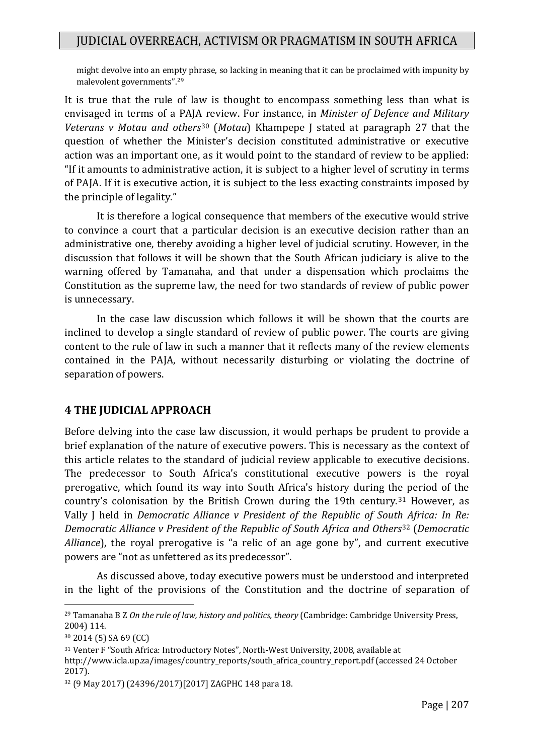might devolve into an empty phrase, so lacking in meaning that it can be proclaimed with impunity by malevolent governments".[29]

It is true that the rule of law is thought to encompass something less than what is envisaged in terms of a PAJA review. For instance, in *Minister of Defence and Military Veterans v Motau and others*[30] (*Motau*) Khampepe J stated at paragraph 27 that the question of whether the Minister's decision constituted administrative or executive action was an important one, as it would point to the standard of review to be applied: "If it amounts to administrative action, it is subject to a higher level of scrutiny in terms of PAJA. If it is executive action, it is subject to the less exacting constraints imposed by the principle of legality."

It is therefore a logical consequence that members of the executive would strive to convince a court that a particular decision is an executive decision rather than an administrative one, thereby avoiding a higher level of judicial scrutiny. However, in the discussion that follows it will be shown that the South African judiciary is alive to the warning offered by Tamanaha, and that under a dispensation which proclaims the Constitution as the supreme law, the need for two standards of review of public power is unnecessary.

In the case law discussion which follows it will be shown that the courts are inclined to develop a single standard of review of public power. The courts are giving content to the rule of law in such a manner that it reflects many of the review elements contained in the PAJA, without necessarily disturbing or violating the doctrine of separation of powers.

## 4 THE JUDICIAL APPROACH

Before delving into the case law discussion, it would perhaps be prudent to provide a brief explanation of the nature of executive powers. This is necessary as the context of this article relates to the standard of judicial review applicable to executive decisions. The predecessor to South Africa's constitutional executive powers is the royal prerogative, which found its way into South Africa's history during the period of the country's colonisation by the British Crown during the 19th century.[31] However, as Vally J held in *Democratic Alliance v President of the Republic of South Africa: In Re: Democratic Alliance v President of the Republic of South Africa and Others*[32] (*Democratic Alliance*), the royal prerogative is "a relic of an age gone by", and current executive powers are "not as unfettered as its predecessor".

As discussed above, today executive powers must be understood and interpreted in the light of the provisions of the Constitution and the doctrine of separation of

---

[29] Tamanaha B Z *On the rule of law, history and politics, theory* (Cambridge: Cambridge University Press, 2004) 114.

[30] 2014 (5) SA 69 (CC)

[31] Venter F "South Africa: Introductory Notes", North-West University, 2008, available at http://www.icla.up.ac.za/images/country_reports/south_africa_country_report.pdf (accessed 24 October 2017).

[32] (9 May 2017) (24396/2017)[2017] ZAGPHC 148 para 18.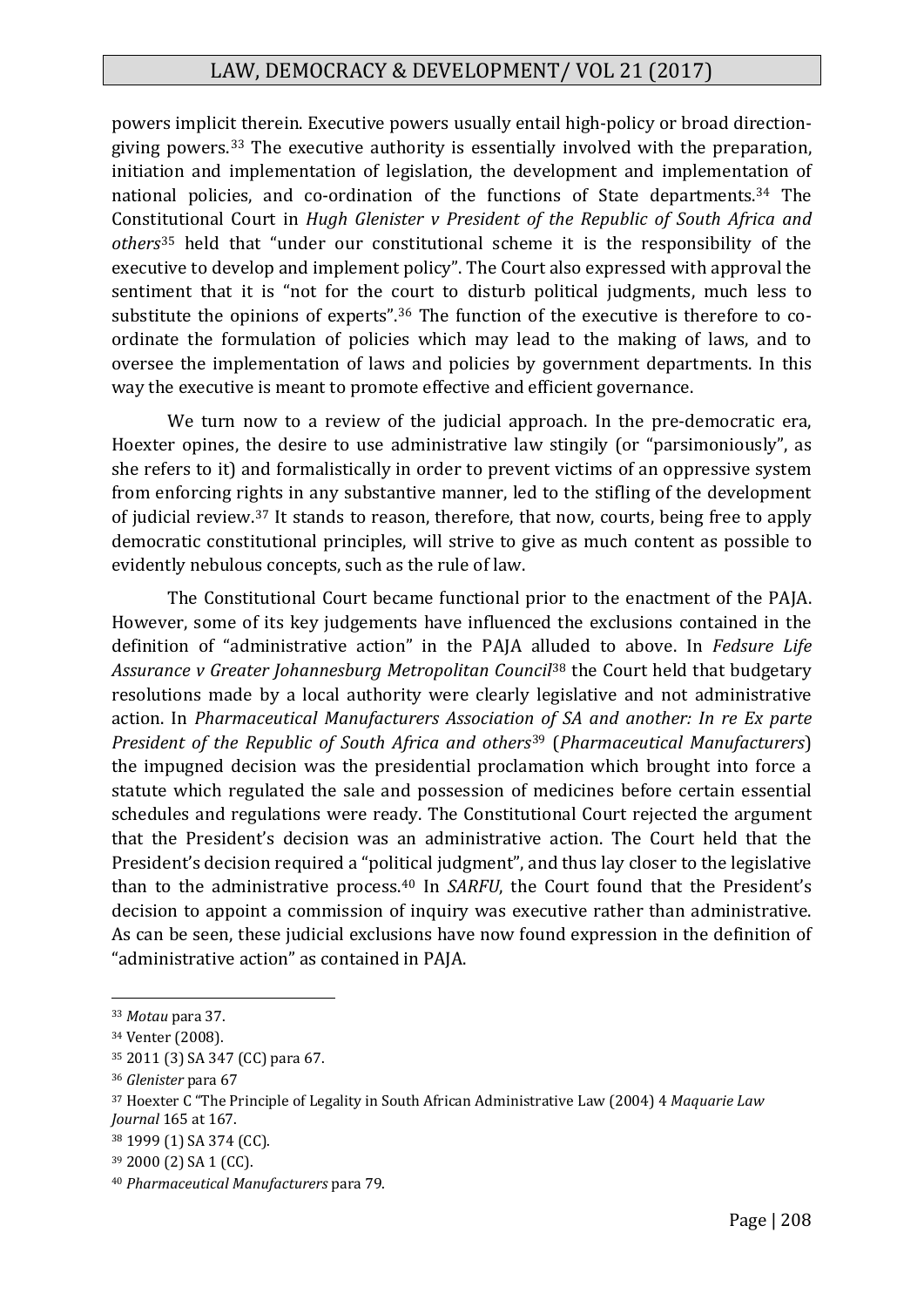powers implicit therein. Executive powers usually entail high-policy or broad direction-giving powers.[33] The executive authority is essentially involved with the preparation, initiation and implementation of legislation, the development and implementation of national policies, and co-ordination of the functions of State departments.[34] The Constitutional Court in *Hugh Glenister v President of the Republic of South Africa and others*[35] held that "under our constitutional scheme it is the responsibility of the executive to develop and implement policy". The Court also expressed with approval the sentiment that it is "not for the court to disturb political judgments, much less to substitute the opinions of experts".[36] The function of the executive is therefore to co-ordinate the formulation of policies which may lead to the making of laws, and to oversee the implementation of laws and policies by government departments. In this way the executive is meant to promote effective and efficient governance.

We turn now to a review of the judicial approach. In the pre-democratic era, Hoexter opines, the desire to use administrative law stingily (or "parsimoniously", as she refers to it) and formalistically in order to prevent victims of an oppressive system from enforcing rights in any substantive manner, led to the stifling of the development of judicial review.[37] It stands to reason, therefore, that now, courts, being free to apply democratic constitutional principles, will strive to give as much content as possible to evidently nebulous concepts, such as the rule of law.

The Constitutional Court became functional prior to the enactment of the PAJA. However, some of its key judgements have influenced the exclusions contained in the definition of "administrative action" in the PAJA alluded to above. In *Fedsure Life Assurance v Greater Johannesburg Metropolitan Council*[38] the Court held that budgetary resolutions made by a local authority were clearly legislative and not administrative action. In *Pharmaceutical Manufacturers Association of SA and another: In re Ex parte President of the Republic of South Africa and others*[39] (*Pharmaceutical Manufacturers*) the impugned decision was the presidential proclamation which brought into force a statute which regulated the sale and possession of medicines before certain essential schedules and regulations were ready. The Constitutional Court rejected the argument that the President's decision was an administrative action. The Court held that the President's decision required a "political judgment", and thus lay closer to the legislative than to the administrative process.[40] In *SARFU*, the Court found that the President's decision to appoint a commission of inquiry was executive rather than administrative. As can be seen, these judicial exclusions have now found expression in the definition of "administrative action" as contained in PAJA.

---

[33] *Motau* para 37.

[34] Venter (2008).

[35] 2011 (3) SA 347 (CC) para 67.

[36] *Glenister* para 67

[37] Hoexter C "The Principle of Legality in South African Administrative Law (2004) 4 *Maquarie Law Journal* 165 at 167.

[38] 1999 (1) SA 374 (CC).

[39] 2000 (2) SA 1 (CC).

[40] *Pharmaceutical Manufacturers* para 79.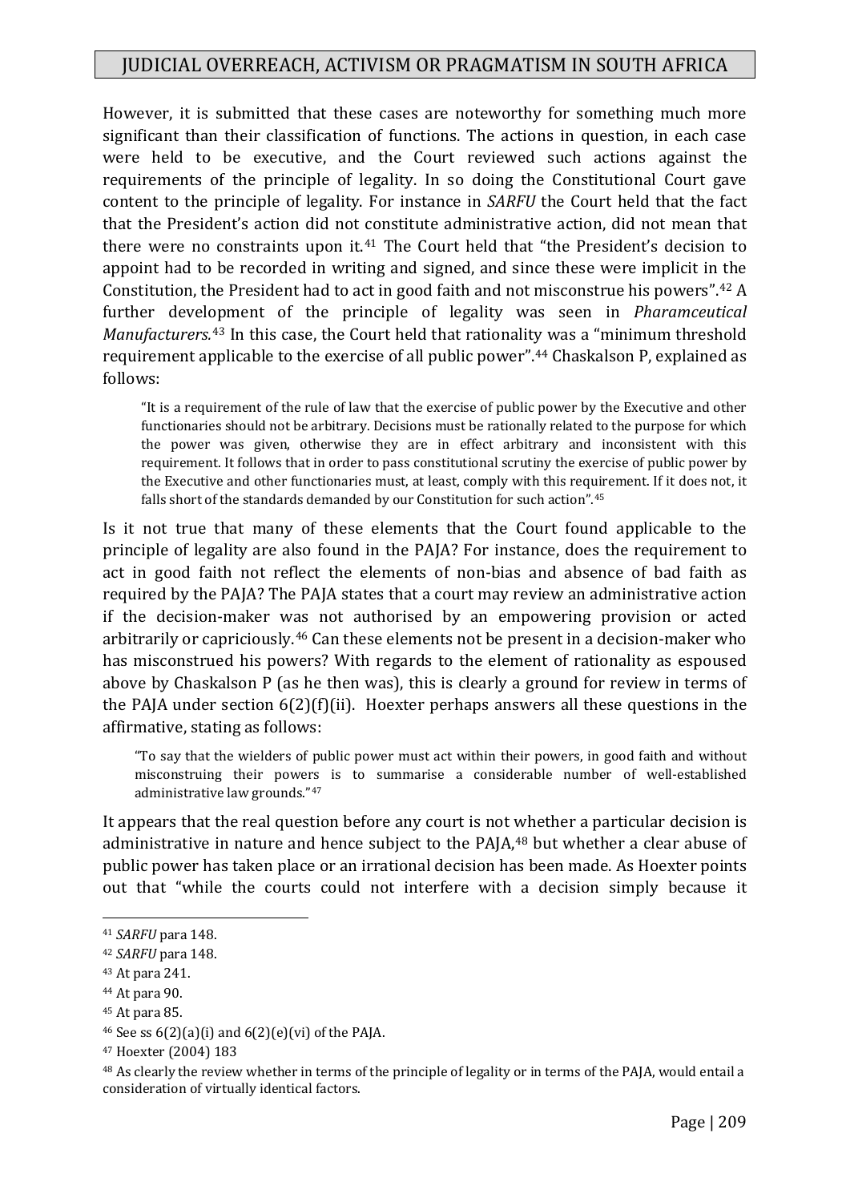However, it is submitted that these cases are noteworthy for something much more significant than their classification of functions. The actions in question, in each case were held to be executive, and the Court reviewed such actions against the requirements of the principle of legality. In so doing the Constitutional Court gave content to the principle of legality. For instance in *SARFU* the Court held that the fact that the President's action did not constitute administrative action, did not mean that there were no constraints upon it.[41] The Court held that "the President's decision to appoint had to be recorded in writing and signed, and since these were implicit in the Constitution, the President had to act in good faith and not misconstrue his powers".[42] A further development of the principle of legality was seen in *Pharamceutical Manufacturers.*[43] In this case, the Court held that rationality was a "minimum threshold requirement applicable to the exercise of all public power".[44] Chaskalson P, explained as follows:

> "It is a requirement of the rule of law that the exercise of public power by the Executive and other functionaries should not be arbitrary. Decisions must be rationally related to the purpose for which the power was given, otherwise they are in effect arbitrary and inconsistent with this requirement. It follows that in order to pass constitutional scrutiny the exercise of public power by the Executive and other functionaries must, at least, comply with this requirement. If it does not, it falls short of the standards demanded by our Constitution for such action".[45]

Is it not true that many of these elements that the Court found applicable to the principle of legality are also found in the PAJA? For instance, does the requirement to act in good faith not reflect the elements of non-bias and absence of bad faith as required by the PAJA? The PAJA states that a court may review an administrative action if the decision-maker was not authorised by an empowering provision or acted arbitrarily or capriciously.[46] Can these elements not be present in a decision-maker who has misconstrued his powers? With regards to the element of rationality as espoused above by Chaskalson P (as he then was), this is clearly a ground for review in terms of the PAJA under section 6(2)(f)(ii). Hoexter perhaps answers all these questions in the affirmative, stating as follows:

> "To say that the wielders of public power must act within their powers, in good faith and without misconstruing their powers is to summarise a considerable number of well-established administrative law grounds."[47]

It appears that the real question before any court is not whether a particular decision is administrative in nature and hence subject to the PAJA,[48] but whether a clear abuse of public power has taken place or an irrational decision has been made. As Hoexter points out that "while the courts could not interfere with a decision simply because it

---

[41] *SARFU* para 148.

[42] *SARFU* para 148.

[43] At para 241.

[44] At para 90.

[45] At para 85.

[46] See ss 6(2)(a)(i) and 6(2)(e)(vi) of the PAJA.

[47] Hoexter (2004) 183

[48] As clearly the review whether in terms of the principle of legality or in terms of the PAJA, would entail a consideration of virtually identical factors.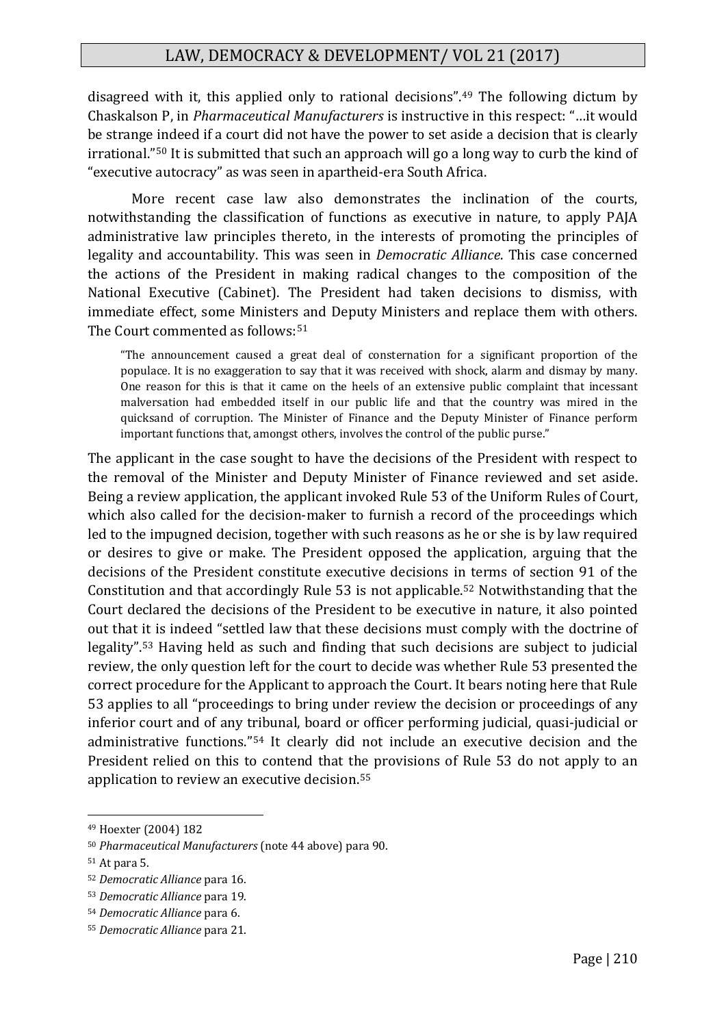disagreed with it, this applied only to rational decisions".[49] The following dictum by Chaskalson P, in *Pharmaceutical Manufacturers* is instructive in this respect: "…it would be strange indeed if a court did not have the power to set aside a decision that is clearly irrational."[50] It is submitted that such an approach will go a long way to curb the kind of "executive autocracy" as was seen in apartheid-era South Africa.

More recent case law also demonstrates the inclination of the courts, notwithstanding the classification of functions as executive in nature, to apply PAJA administrative law principles thereto, in the interests of promoting the principles of legality and accountability. This was seen in *Democratic Alliance*. This case concerned the actions of the President in making radical changes to the composition of the National Executive (Cabinet). The President had taken decisions to dismiss, with immediate effect, some Ministers and Deputy Ministers and replace them with others. The Court commented as follows:[51]

> "The announcement caused a great deal of consternation for a significant proportion of the populace. It is no exaggeration to say that it was received with shock, alarm and dismay by many. One reason for this is that it came on the heels of an extensive public complaint that incessant malversation had embedded itself in our public life and that the country was mired in the quicksand of corruption. The Minister of Finance and the Deputy Minister of Finance perform important functions that, amongst others, involves the control of the public purse."

The applicant in the case sought to have the decisions of the President with respect to the removal of the Minister and Deputy Minister of Finance reviewed and set aside. Being a review application, the applicant invoked Rule 53 of the Uniform Rules of Court, which also called for the decision-maker to furnish a record of the proceedings which led to the impugned decision, together with such reasons as he or she is by law required or desires to give or make. The President opposed the application, arguing that the decisions of the President constitute executive decisions in terms of section 91 of the Constitution and that accordingly Rule 53 is not applicable.[52] Notwithstanding that the Court declared the decisions of the President to be executive in nature, it also pointed out that it is indeed "settled law that these decisions must comply with the doctrine of legality".[53] Having held as such and finding that such decisions are subject to judicial review, the only question left for the court to decide was whether Rule 53 presented the correct procedure for the Applicant to approach the Court. It bears noting here that Rule 53 applies to all "proceedings to bring under review the decision or proceedings of any inferior court and of any tribunal, board or officer performing judicial, quasi-judicial or administrative functions."[54] It clearly did not include an executive decision and the President relied on this to contend that the provisions of Rule 53 do not apply to an application to review an executive decision.[55]

---

[49] Hoexter (2004) 182

[50] *Pharmaceutical Manufacturers* (note 44 above) para 90.

[51] At para 5.

[52] *Democratic Alliance* para 16.

[53] *Democratic Alliance* para 19.

[54] *Democratic Alliance* para 6.

[55] *Democratic Alliance* para 21.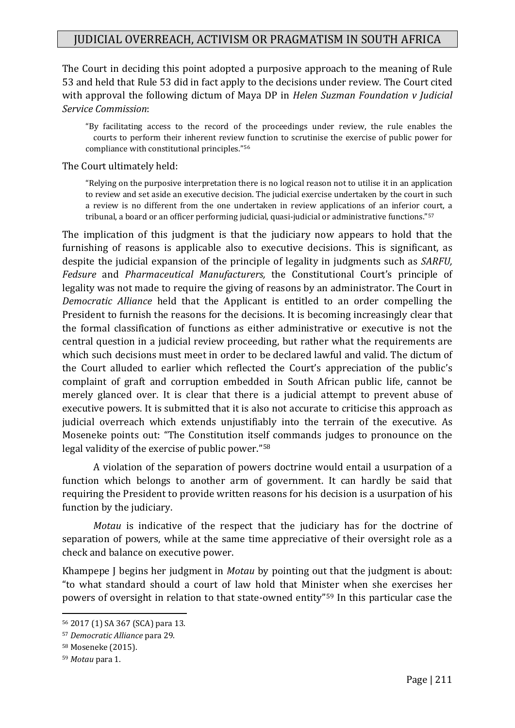The Court in deciding this point adopted a purposive approach to the meaning of Rule 53 and held that Rule 53 did in fact apply to the decisions under review. The Court cited with approval the following dictum of Maya DP in *Helen Suzman Foundation v Judicial Service Commission*:

> "By facilitating access to the record of the proceedings under review, the rule enables the courts to perform their inherent review function to scrutinise the exercise of public power for compliance with constitutional principles."[56]

The Court ultimately held:

> "Relying on the purposive interpretation there is no logical reason not to utilise it in an application to review and set aside an executive decision. The judicial exercise undertaken by the court in such a review is no different from the one undertaken in review applications of an inferior court, a tribunal, a board or an officer performing judicial, quasi-judicial or administrative functions."[57]

The implication of this judgment is that the judiciary now appears to hold that the furnishing of reasons is applicable also to executive decisions. This is significant, as despite the judicial expansion of the principle of legality in judgments such as *SARFU, Fedsure* and *Pharmaceutical Manufacturers,* the Constitutional Court's principle of legality was not made to require the giving of reasons by an administrator. The Court in *Democratic Alliance* held that the Applicant is entitled to an order compelling the President to furnish the reasons for the decisions. It is becoming increasingly clear that the formal classification of functions as either administrative or executive is not the central question in a judicial review proceeding, but rather what the requirements are which such decisions must meet in order to be declared lawful and valid. The dictum of the Court alluded to earlier which reflected the Court's appreciation of the public's complaint of graft and corruption embedded in South African public life, cannot be merely glanced over. It is clear that there is a judicial attempt to prevent abuse of executive powers. It is submitted that it is also not accurate to criticise this approach as judicial overreach which extends unjustifiably into the terrain of the executive. As Moseneke points out: "The Constitution itself commands judges to pronounce on the legal validity of the exercise of public power."[58]

A violation of the separation of powers doctrine would entail a usurpation of a function which belongs to another arm of government. It can hardly be said that requiring the President to provide written reasons for his decision is a usurpation of his function by the judiciary.

*Motau* is indicative of the respect that the judiciary has for the doctrine of separation of powers, while at the same time appreciative of their oversight role as a check and balance on executive power.

Khampepe J begins her judgment in *Motau* by pointing out that the judgment is about: "to what standard should a court of law hold that Minister when she exercises her powers of oversight in relation to that state-owned entity"[59] In this particular case the

---

[56] 2017 (1) SA 367 (SCA) para 13.

[57] *Democratic Alliance* para 29.

[58] Moseneke (2015).

[59] *Motau* para 1.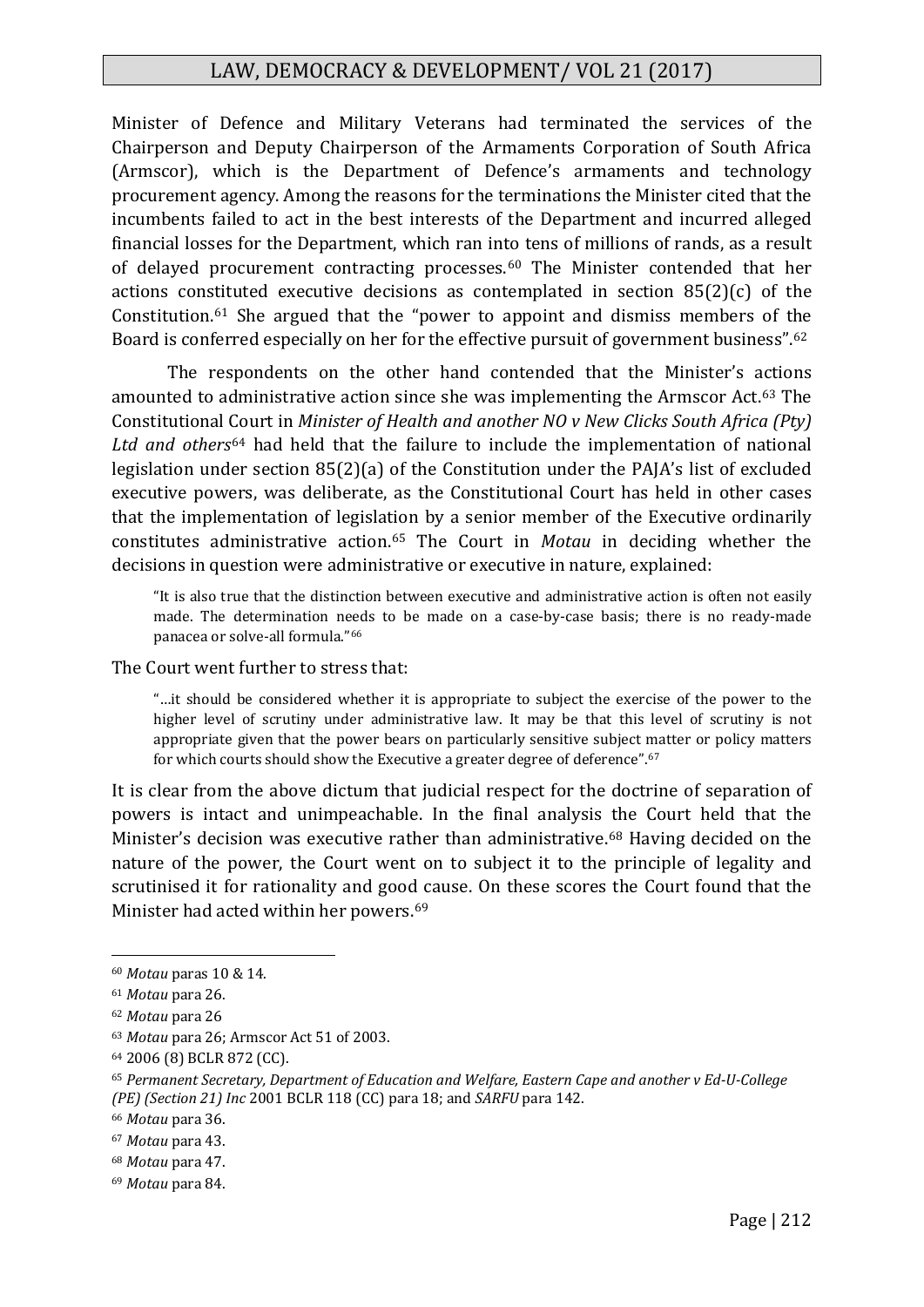Minister of Defence and Military Veterans had terminated the services of the Chairperson and Deputy Chairperson of the Armaments Corporation of South Africa (Armscor), which is the Department of Defence's armaments and technology procurement agency. Among the reasons for the terminations the Minister cited that the incumbents failed to act in the best interests of the Department and incurred alleged financial losses for the Department, which ran into tens of millions of rands, as a result of delayed procurement contracting processes.[60] The Minister contended that her actions constituted executive decisions as contemplated in section 85(2)(c) of the Constitution.[61] She argued that the "power to appoint and dismiss members of the Board is conferred especially on her for the effective pursuit of government business".[62]

The respondents on the other hand contended that the Minister's actions amounted to administrative action since she was implementing the Armscor Act.[63] The Constitutional Court in *Minister of Health and another NO v New Clicks South Africa (Pty) Ltd and others*[64] had held that the failure to include the implementation of national legislation under section 85(2)(a) of the Constitution under the PAJA's list of excluded executive powers, was deliberate, as the Constitutional Court has held in other cases that the implementation of legislation by a senior member of the Executive ordinarily constitutes administrative action.[65] The Court in *Motau* in deciding whether the decisions in question were administrative or executive in nature, explained:

> "It is also true that the distinction between executive and administrative action is often not easily made. The determination needs to be made on a case-by-case basis; there is no ready-made panacea or solve-all formula."[66]

The Court went further to stress that:

> "…it should be considered whether it is appropriate to subject the exercise of the power to the higher level of scrutiny under administrative law. It may be that this level of scrutiny is not appropriate given that the power bears on particularly sensitive subject matter or policy matters for which courts should show the Executive a greater degree of deference".[67]

It is clear from the above dictum that judicial respect for the doctrine of separation of powers is intact and unimpeachable. In the final analysis the Court held that the Minister's decision was executive rather than administrative.[68] Having decided on the nature of the power, the Court went on to subject it to the principle of legality and scrutinised it for rationality and good cause. On these scores the Court found that the Minister had acted within her powers.[69]

---

[60] *Motau* paras 10 & 14.

[61] *Motau* para 26.

[62] *Motau* para 26

[63] *Motau* para 26; Armscor Act 51 of 2003.

[64] 2006 (8) BCLR 872 (CC).

[65] *Permanent Secretary, Department of Education and Welfare, Eastern Cape and another v Ed-U-College (PE) (Section 21) Inc* 2001 BCLR 118 (CC) para 18; and *SARFU* para 142.

[66] *Motau* para 36.

[67] *Motau* para 43.

[68] *Motau* para 47.

[69] *Motau* para 84.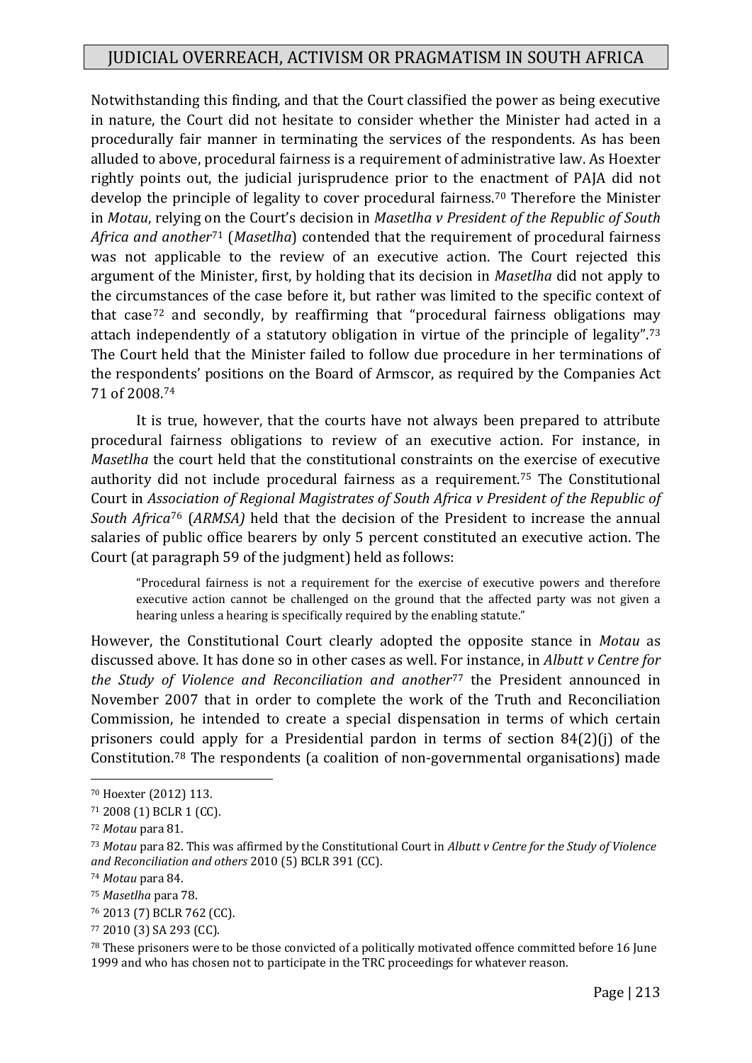Notwithstanding this finding, and that the Court classified the power as being executive in nature, the Court did not hesitate to consider whether the Minister had acted in a procedurally fair manner in terminating the services of the respondents. As has been alluded to above, procedural fairness is a requirement of administrative law. As Hoexter rightly points out, the judicial jurisprudence prior to the enactment of PAJA did not develop the principle of legality to cover procedural fairness.[70] Therefore the Minister in *Motau*, relying on the Court's decision in *Masetlha v President of the Republic of South Africa and another*[71] (*Masetlha*) contended that the requirement of procedural fairness was not applicable to the review of an executive action. The Court rejected this argument of the Minister, first, by holding that its decision in *Masetlha* did not apply to the circumstances of the case before it, but rather was limited to the specific context of that case[72] and secondly, by reaffirming that "procedural fairness obligations may attach independently of a statutory obligation in virtue of the principle of legality".[73] The Court held that the Minister failed to follow due procedure in her terminations of the respondents' positions on the Board of Armscor, as required by the Companies Act 71 of 2008.[74]

It is true, however, that the courts have not always been prepared to attribute procedural fairness obligations to review of an executive action. For instance, in *Masetlha* the court held that the constitutional constraints on the exercise of executive authority did not include procedural fairness as a requirement.[75] The Constitutional Court in *Association of Regional Magistrates of South Africa v President of the Republic of South Africa*[76] (*ARMSA)* held that the decision of the President to increase the annual salaries of public office bearers by only 5 percent constituted an executive action. The Court (at paragraph 59 of the judgment) held as follows:

> "Procedural fairness is not a requirement for the exercise of executive powers and therefore executive action cannot be challenged on the ground that the affected party was not given a hearing unless a hearing is specifically required by the enabling statute."

However, the Constitutional Court clearly adopted the opposite stance in *Motau* as discussed above. It has done so in other cases as well. For instance, in *Albutt v Centre for the Study of Violence and Reconciliation and another*[77] the President announced in November 2007 that in order to complete the work of the Truth and Reconciliation Commission, he intended to create a special dispensation in terms of which certain prisoners could apply for a Presidential pardon in terms of section 84(2)(j) of the Constitution.[78] The respondents (a coalition of non-governmental organisations) made

---

[70] Hoexter (2012) 113.

[71] 2008 (1) BCLR 1 (CC).

[72] *Motau* para 81.

[73] *Motau* para 82. This was affirmed by the Constitutional Court in *Albutt v Centre for the Study of Violence and Reconciliation and others* 2010 (5) BCLR 391 (CC).

[74] *Motau* para 84.

[75] *Masetlha* para 78.

[76] 2013 (7) BCLR 762 (CC).

[77] 2010 (3) SA 293 (CC).

[78] These prisoners were to be those convicted of a politically motivated offence committed before 16 June 1999 and who has chosen not to participate in the TRC proceedings for whatever reason.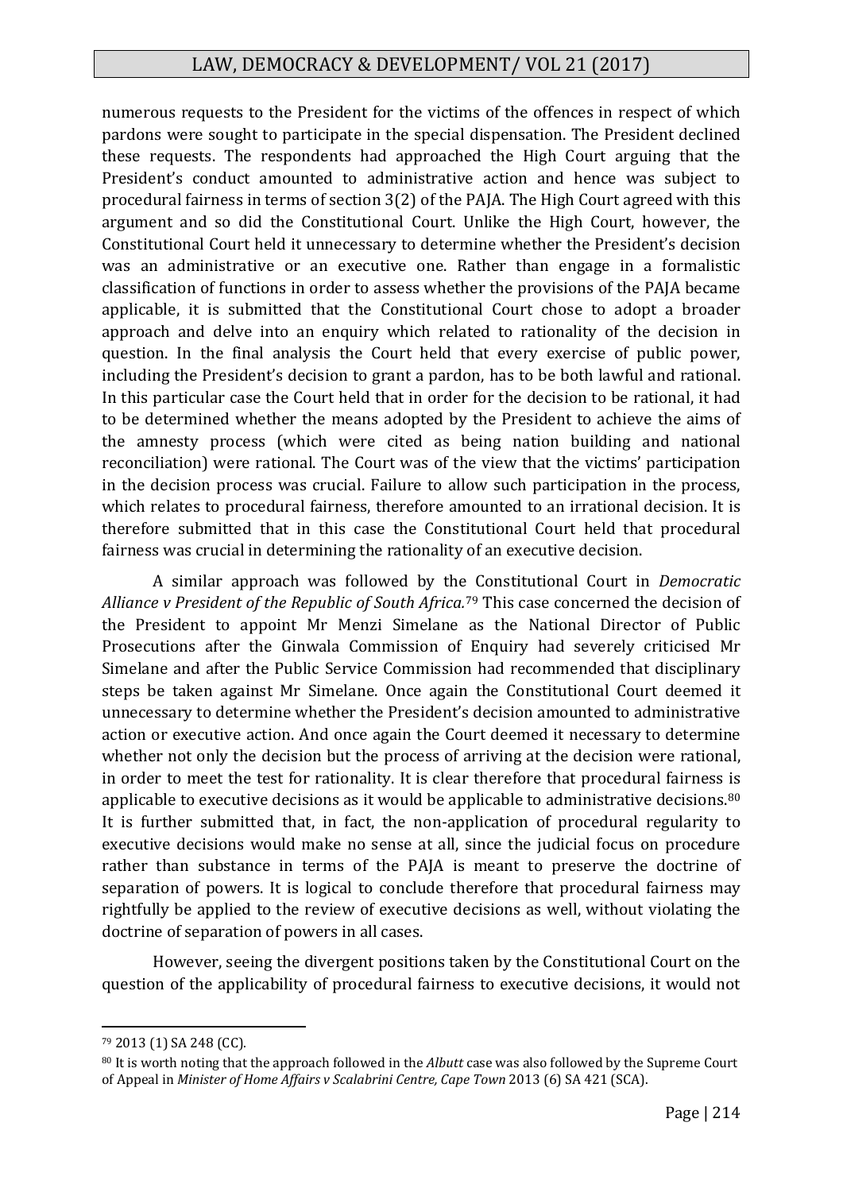numerous requests to the President for the victims of the offences in respect of which pardons were sought to participate in the special dispensation. The President declined these requests. The respondents had approached the High Court arguing that the President's conduct amounted to administrative action and hence was subject to procedural fairness in terms of section 3(2) of the PAJA. The High Court agreed with this argument and so did the Constitutional Court. Unlike the High Court, however, the Constitutional Court held it unnecessary to determine whether the President's decision was an administrative or an executive one. Rather than engage in a formalistic classification of functions in order to assess whether the provisions of the PAJA became applicable, it is submitted that the Constitutional Court chose to adopt a broader approach and delve into an enquiry which related to rationality of the decision in question. In the final analysis the Court held that every exercise of public power, including the President's decision to grant a pardon, has to be both lawful and rational. In this particular case the Court held that in order for the decision to be rational, it had to be determined whether the means adopted by the President to achieve the aims of the amnesty process (which were cited as being nation building and national reconciliation) were rational. The Court was of the view that the victims' participation in the decision process was crucial. Failure to allow such participation in the process, which relates to procedural fairness, therefore amounted to an irrational decision. It is therefore submitted that in this case the Constitutional Court held that procedural fairness was crucial in determining the rationality of an executive decision.

A similar approach was followed by the Constitutional Court in *Democratic Alliance v President of the Republic of South Africa.*[79] This case concerned the decision of the President to appoint Mr Menzi Simelane as the National Director of Public Prosecutions after the Ginwala Commission of Enquiry had severely criticised Mr Simelane and after the Public Service Commission had recommended that disciplinary steps be taken against Mr Simelane. Once again the Constitutional Court deemed it unnecessary to determine whether the President's decision amounted to administrative action or executive action. And once again the Court deemed it necessary to determine whether not only the decision but the process of arriving at the decision were rational, in order to meet the test for rationality. It is clear therefore that procedural fairness is applicable to executive decisions as it would be applicable to administrative decisions.[80] It is further submitted that, in fact, the non-application of procedural regularity to executive decisions would make no sense at all, since the judicial focus on procedure rather than substance in terms of the PAJA is meant to preserve the doctrine of separation of powers. It is logical to conclude therefore that procedural fairness may rightfully be applied to the review of executive decisions as well, without violating the doctrine of separation of powers in all cases.

However, seeing the divergent positions taken by the Constitutional Court on the question of the applicability of procedural fairness to executive decisions, it would not

---

[79] 2013 (1) SA 248 (CC).

[80] It is worth noting that the approach followed in the *Albutt* case was also followed by the Supreme Court of Appeal in *Minister of Home Affairs v Scalabrini Centre, Cape Town* 2013 (6) SA 421 (SCA).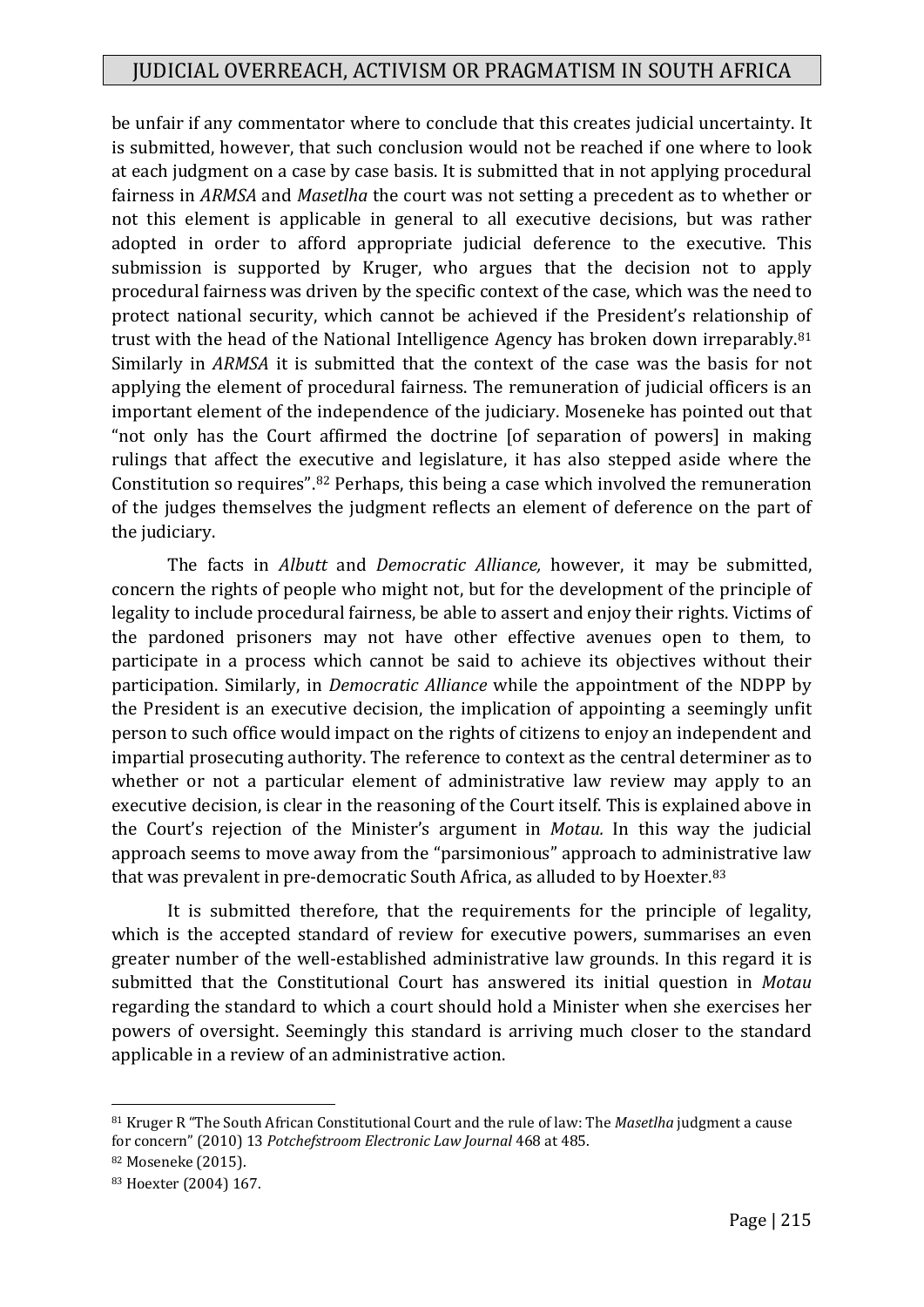be unfair if any commentator where to conclude that this creates judicial uncertainty. It is submitted, however, that such conclusion would not be reached if one where to look at each judgment on a case by case basis. It is submitted that in not applying procedural fairness in *ARMSA* and *Masetlha* the court was not setting a precedent as to whether or not this element is applicable in general to all executive decisions, but was rather adopted in order to afford appropriate judicial deference to the executive. This submission is supported by Kruger, who argues that the decision not to apply procedural fairness was driven by the specific context of the case, which was the need to protect national security, which cannot be achieved if the President's relationship of trust with the head of the National Intelligence Agency has broken down irreparably.[81] Similarly in *ARMSA* it is submitted that the context of the case was the basis for not applying the element of procedural fairness. The remuneration of judicial officers is an important element of the independence of the judiciary. Moseneke has pointed out that "not only has the Court affirmed the doctrine [of separation of powers] in making rulings that affect the executive and legislature, it has also stepped aside where the Constitution so requires".[82] Perhaps, this being a case which involved the remuneration of the judges themselves the judgment reflects an element of deference on the part of the judiciary.

The facts in *Albutt* and *Democratic Alliance,* however, it may be submitted, concern the rights of people who might not, but for the development of the principle of legality to include procedural fairness, be able to assert and enjoy their rights. Victims of the pardoned prisoners may not have other effective avenues open to them, to participate in a process which cannot be said to achieve its objectives without their participation. Similarly, in *Democratic Alliance* while the appointment of the NDPP by the President is an executive decision, the implication of appointing a seemingly unfit person to such office would impact on the rights of citizens to enjoy an independent and impartial prosecuting authority. The reference to context as the central determiner as to whether or not a particular element of administrative law review may apply to an executive decision, is clear in the reasoning of the Court itself. This is explained above in the Court's rejection of the Minister's argument in *Motau.* In this way the judicial approach seems to move away from the "parsimonious" approach to administrative law that was prevalent in pre-democratic South Africa, as alluded to by Hoexter.[83]

It is submitted therefore, that the requirements for the principle of legality, which is the accepted standard of review for executive powers, summarises an even greater number of the well-established administrative law grounds. In this regard it is submitted that the Constitutional Court has answered its initial question in *Motau* regarding the standard to which a court should hold a Minister when she exercises her powers of oversight. Seemingly this standard is arriving much closer to the standard applicable in a review of an administrative action.

---

[81] Kruger R "The South African Constitutional Court and the rule of law: The *Masetlha* judgment a cause for concern" (2010) 13 *Potchefstroom Electronic Law Journal* 468 at 485.

[82] Moseneke (2015).

[83] Hoexter (2004) 167.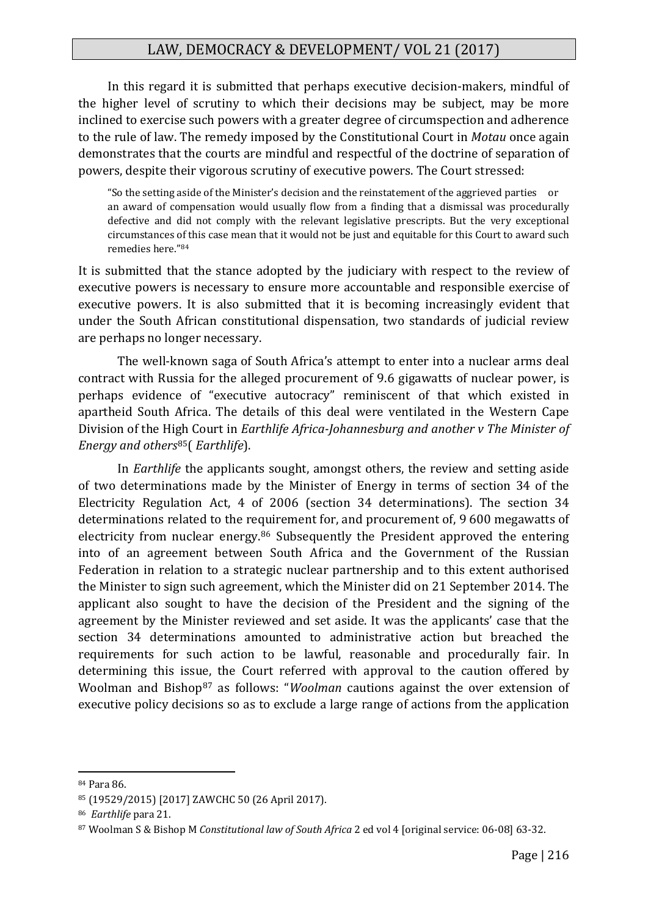In this regard it is submitted that perhaps executive decision-makers, mindful of the higher level of scrutiny to which their decisions may be subject, may be more inclined to exercise such powers with a greater degree of circumspection and adherence to the rule of law. The remedy imposed by the Constitutional Court in *Motau* once again demonstrates that the courts are mindful and respectful of the doctrine of separation of powers, despite their vigorous scrutiny of executive powers. The Court stressed:

> "So the setting aside of the Minister's decision and the reinstatement of the aggrieved parties or an award of compensation would usually flow from a finding that a dismissal was procedurally defective and did not comply with the relevant legislative prescripts. But the very exceptional circumstances of this case mean that it would not be just and equitable for this Court to award such remedies here."[84]

It is submitted that the stance adopted by the judiciary with respect to the review of executive powers is necessary to ensure more accountable and responsible exercise of executive powers. It is also submitted that it is becoming increasingly evident that under the South African constitutional dispensation, two standards of judicial review are perhaps no longer necessary.

The well-known saga of South Africa's attempt to enter into a nuclear arms deal contract with Russia for the alleged procurement of 9.6 gigawatts of nuclear power, is perhaps evidence of "executive autocracy" reminiscent of that which existed in apartheid South Africa. The details of this deal were ventilated in the Western Cape Division of the High Court in *Earthlife Africa-Johannesburg and another v The Minister of Energy and others*[85]( *Earthlife*).

In *Earthlife* the applicants sought, amongst others, the review and setting aside of two determinations made by the Minister of Energy in terms of section 34 of the Electricity Regulation Act, 4 of 2006 (section 34 determinations). The section 34 determinations related to the requirement for, and procurement of, 9 600 megawatts of electricity from nuclear energy.[86] Subsequently the President approved the entering into of an agreement between South Africa and the Government of the Russian Federation in relation to a strategic nuclear partnership and to this extent authorised the Minister to sign such agreement, which the Minister did on 21 September 2014. The applicant also sought to have the decision of the President and the signing of the agreement by the Minister reviewed and set aside. It was the applicants' case that the section 34 determinations amounted to administrative action but breached the requirements for such action to be lawful, reasonable and procedurally fair. In determining this issue, the Court referred with approval to the caution offered by Woolman and Bishop[87] as follows: "*Woolman* cautions against the over extension of executive policy decisions so as to exclude a large range of actions from the application

---

[84] Para 86.

[85] (19529/2015) [2017] ZAWCHC 50 (26 April 2017).

[86] *Earthlife* para 21.

[87] Woolman S & Bishop M *Constitutional law of South Africa* 2 ed vol 4 [original service: 06-08] 63-32.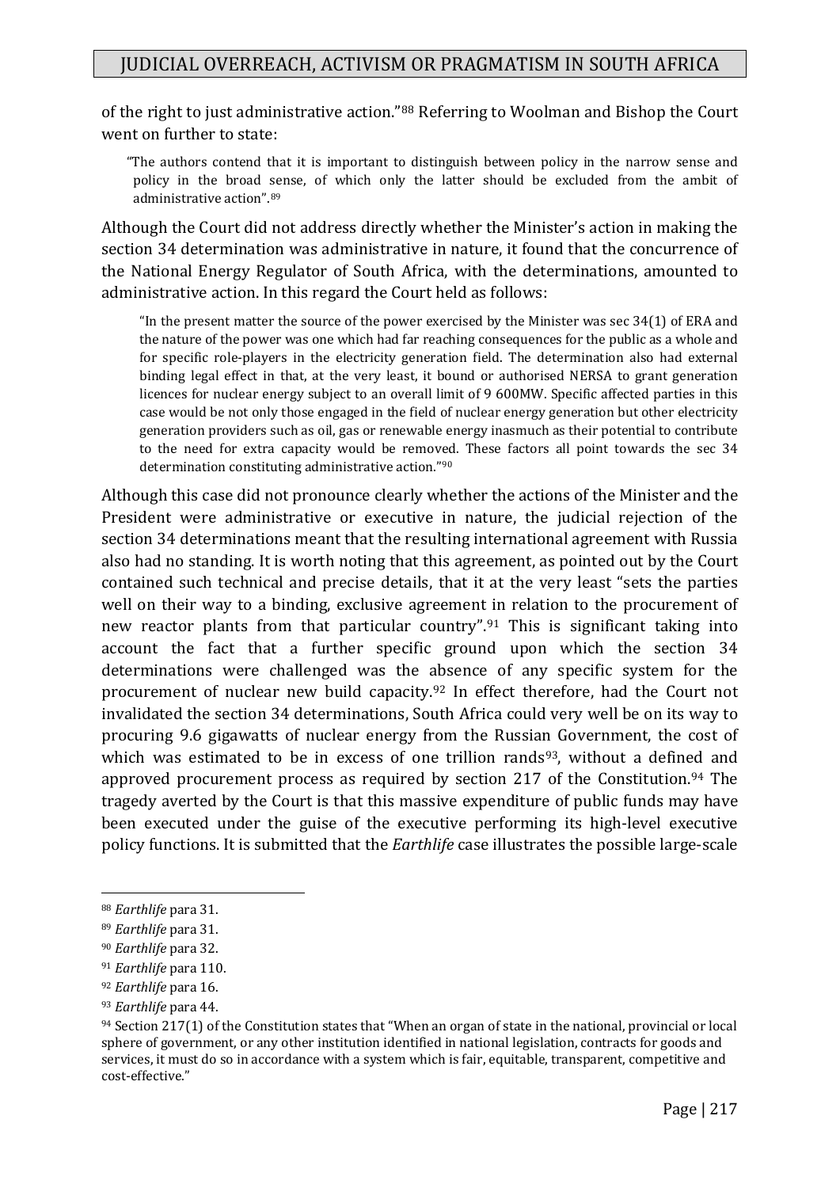of the right to just administrative action."[88] Referring to Woolman and Bishop the Court went on further to state:

> "The authors contend that it is important to distinguish between policy in the narrow sense and policy in the broad sense, of which only the latter should be excluded from the ambit of administrative action".[89]

Although the Court did not address directly whether the Minister's action in making the section 34 determination was administrative in nature, it found that the concurrence of the National Energy Regulator of South Africa, with the determinations, amounted to administrative action. In this regard the Court held as follows:

> "In the present matter the source of the power exercised by the Minister was sec 34(1) of ERA and the nature of the power was one which had far reaching consequences for the public as a whole and for specific role-players in the electricity generation field. The determination also had external binding legal effect in that, at the very least, it bound or authorised NERSA to grant generation licences for nuclear energy subject to an overall limit of 9 600MW. Specific affected parties in this case would be not only those engaged in the field of nuclear energy generation but other electricity generation providers such as oil, gas or renewable energy inasmuch as their potential to contribute to the need for extra capacity would be removed. These factors all point towards the sec 34 determination constituting administrative action."[90]

Although this case did not pronounce clearly whether the actions of the Minister and the President were administrative or executive in nature, the judicial rejection of the section 34 determinations meant that the resulting international agreement with Russia also had no standing. It is worth noting that this agreement, as pointed out by the Court contained such technical and precise details, that it at the very least "sets the parties well on their way to a binding, exclusive agreement in relation to the procurement of new reactor plants from that particular country".[91] This is significant taking into account the fact that a further specific ground upon which the section 34 determinations were challenged was the absence of any specific system for the procurement of nuclear new build capacity.[92] In effect therefore, had the Court not invalidated the section 34 determinations, South Africa could very well be on its way to procuring 9.6 gigawatts of nuclear energy from the Russian Government, the cost of which was estimated to be in excess of one trillion rands[93], without a defined and approved procurement process as required by section 217 of the Constitution.[94] The tragedy averted by the Court is that this massive expenditure of public funds may have been executed under the guise of the executive performing its high-level executive policy functions. It is submitted that the *Earthlife* case illustrates the possible large-scale

---

[88] *Earthlife* para 31.

[89] *Earthlife* para 31.

[90] *Earthlife* para 32.

[91] *Earthlife* para 110.

[92] *Earthlife* para 16.

[93] *Earthlife* para 44.

[94] Section 217(1) of the Constitution states that "When an organ of state in the national, provincial or local sphere of government, or any other institution identified in national legislation, contracts for goods and services, it must do so in accordance with a system which is fair, equitable, transparent, competitive and cost-effective."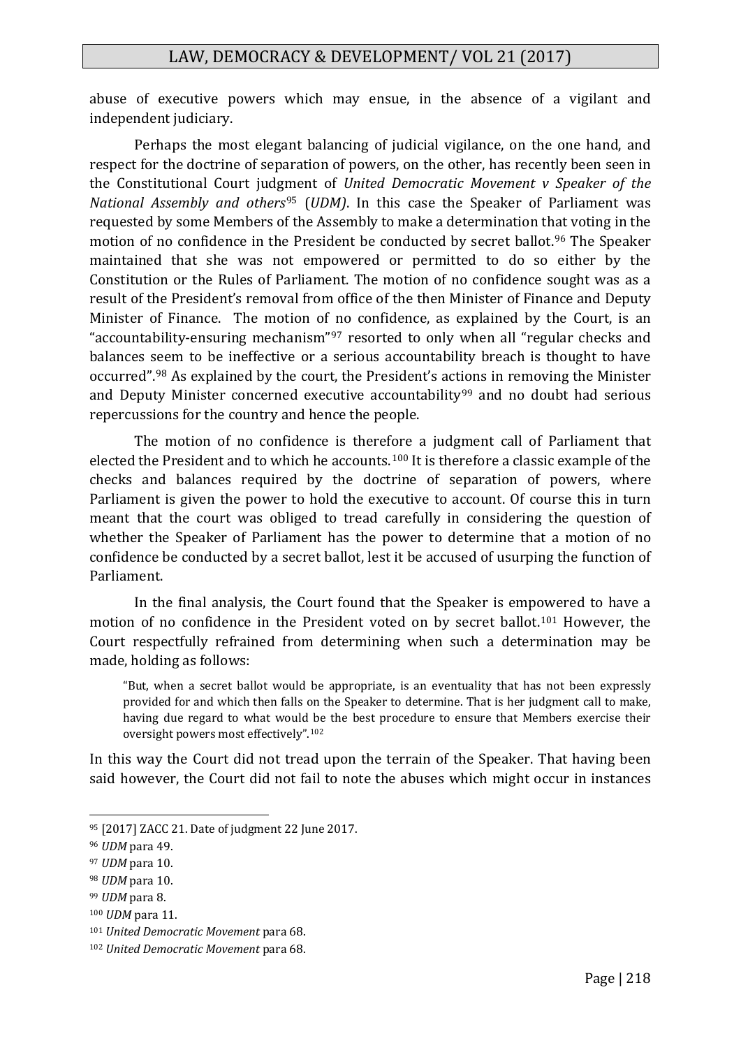abuse of executive powers which may ensue, in the absence of a vigilant and independent judiciary.

Perhaps the most elegant balancing of judicial vigilance, on the one hand, and respect for the doctrine of separation of powers, on the other, has recently been seen in the Constitutional Court judgment of *United Democratic Movement v Speaker of the National Assembly and others*[95] (*UDM)*. In this case the Speaker of Parliament was requested by some Members of the Assembly to make a determination that voting in the motion of no confidence in the President be conducted by secret ballot.[96] The Speaker maintained that she was not empowered or permitted to do so either by the Constitution or the Rules of Parliament. The motion of no confidence sought was as a result of the President's removal from office of the then Minister of Finance and Deputy Minister of Finance. The motion of no confidence, as explained by the Court, is an "accountability-ensuring mechanism"[97] resorted to only when all "regular checks and balances seem to be ineffective or a serious accountability breach is thought to have occurred".[98] As explained by the court, the President's actions in removing the Minister and Deputy Minister concerned executive accountability[99] and no doubt had serious repercussions for the country and hence the people.

The motion of no confidence is therefore a judgment call of Parliament that elected the President and to which he accounts.[100] It is therefore a classic example of the checks and balances required by the doctrine of separation of powers, where Parliament is given the power to hold the executive to account. Of course this in turn meant that the court was obliged to tread carefully in considering the question of whether the Speaker of Parliament has the power to determine that a motion of no confidence be conducted by a secret ballot, lest it be accused of usurping the function of Parliament.

In the final analysis, the Court found that the Speaker is empowered to have a motion of no confidence in the President voted on by secret ballot.[101] However, the Court respectfully refrained from determining when such a determination may be made, holding as follows:

> "But, when a secret ballot would be appropriate, is an eventuality that has not been expressly provided for and which then falls on the Speaker to determine. That is her judgment call to make, having due regard to what would be the best procedure to ensure that Members exercise their oversight powers most effectively".[102]

In this way the Court did not tread upon the terrain of the Speaker. That having been said however, the Court did not fail to note the abuses which might occur in instances

---

[95] [2017] ZACC 21. Date of judgment 22 June 2017.

[96] *UDM* para 49.

[97] *UDM* para 10.

[98] *UDM* para 10.

[99] *UDM* para 8.

[100] *UDM* para 11.

[101] *United Democratic Movement* para 68.

[102] *United Democratic Movement* para 68.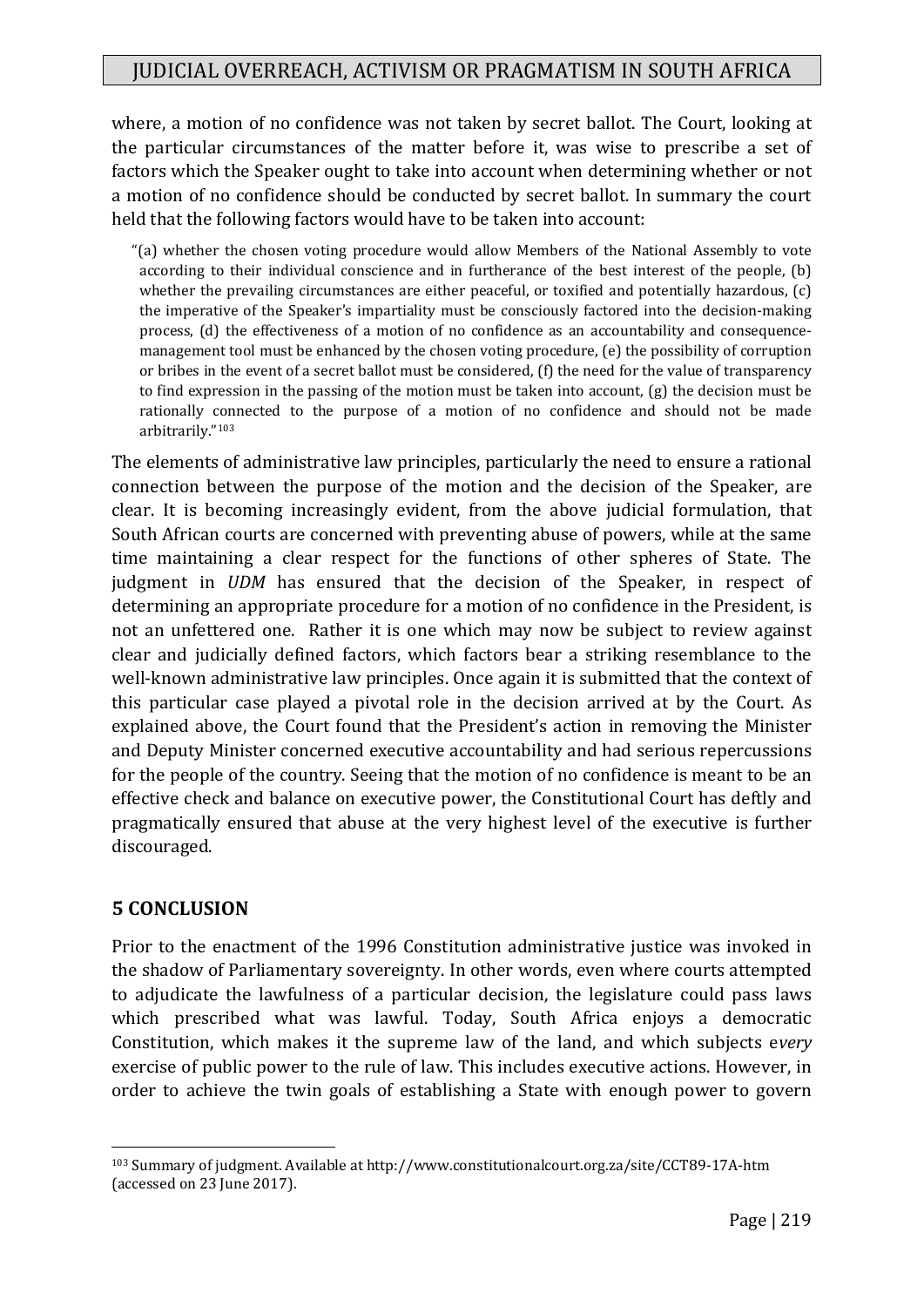where, a motion of no confidence was not taken by secret ballot. The Court, looking at the particular circumstances of the matter before it, was wise to prescribe a set of factors which the Speaker ought to take into account when determining whether or not a motion of no confidence should be conducted by secret ballot. In summary the court held that the following factors would have to be taken into account:

> "(a) whether the chosen voting procedure would allow Members of the National Assembly to vote according to their individual conscience and in furtherance of the best interest of the people, (b) whether the prevailing circumstances are either peaceful, or toxified and potentially hazardous, (c) the imperative of the Speaker's impartiality must be consciously factored into the decision-making process, (d) the effectiveness of a motion of no confidence as an accountability and consequence-management tool must be enhanced by the chosen voting procedure, (e) the possibility of corruption or bribes in the event of a secret ballot must be considered, (f) the need for the value of transparency to find expression in the passing of the motion must be taken into account, (g) the decision must be rationally connected to the purpose of a motion of no confidence and should not be made arbitrarily."[103]

The elements of administrative law principles, particularly the need to ensure a rational connection between the purpose of the motion and the decision of the Speaker, are clear. It is becoming increasingly evident, from the above judicial formulation, that South African courts are concerned with preventing abuse of powers, while at the same time maintaining a clear respect for the functions of other spheres of State. The judgment in *UDM* has ensured that the decision of the Speaker, in respect of determining an appropriate procedure for a motion of no confidence in the President, is not an unfettered one. Rather it is one which may now be subject to review against clear and judicially defined factors, which factors bear a striking resemblance to the well-known administrative law principles. Once again it is submitted that the context of this particular case played a pivotal role in the decision arrived at by the Court. As explained above, the Court found that the President's action in removing the Minister and Deputy Minister concerned executive accountability and had serious repercussions for the people of the country. Seeing that the motion of no confidence is meant to be an effective check and balance on executive power, the Constitutional Court has deftly and pragmatically ensured that abuse at the very highest level of the executive is further discouraged.

## 5 CONCLUSION

Prior to the enactment of the 1996 Constitution administrative justice was invoked in the shadow of Parliamentary sovereignty. In other words, even where courts attempted to adjudicate the lawfulness of a particular decision, the legislature could pass laws which prescribed what was lawful. Today, South Africa enjoys a democratic Constitution, which makes it the supreme law of the land, and which subjects e*very* exercise of public power to the rule of law. This includes executive actions. However, in order to achieve the twin goals of establishing a State with enough power to govern

---

[103] Summary of judgment. Available at http://www.constitutionalcourt.org.za/site/CCT89-17A-htm (accessed on 23 June 2017).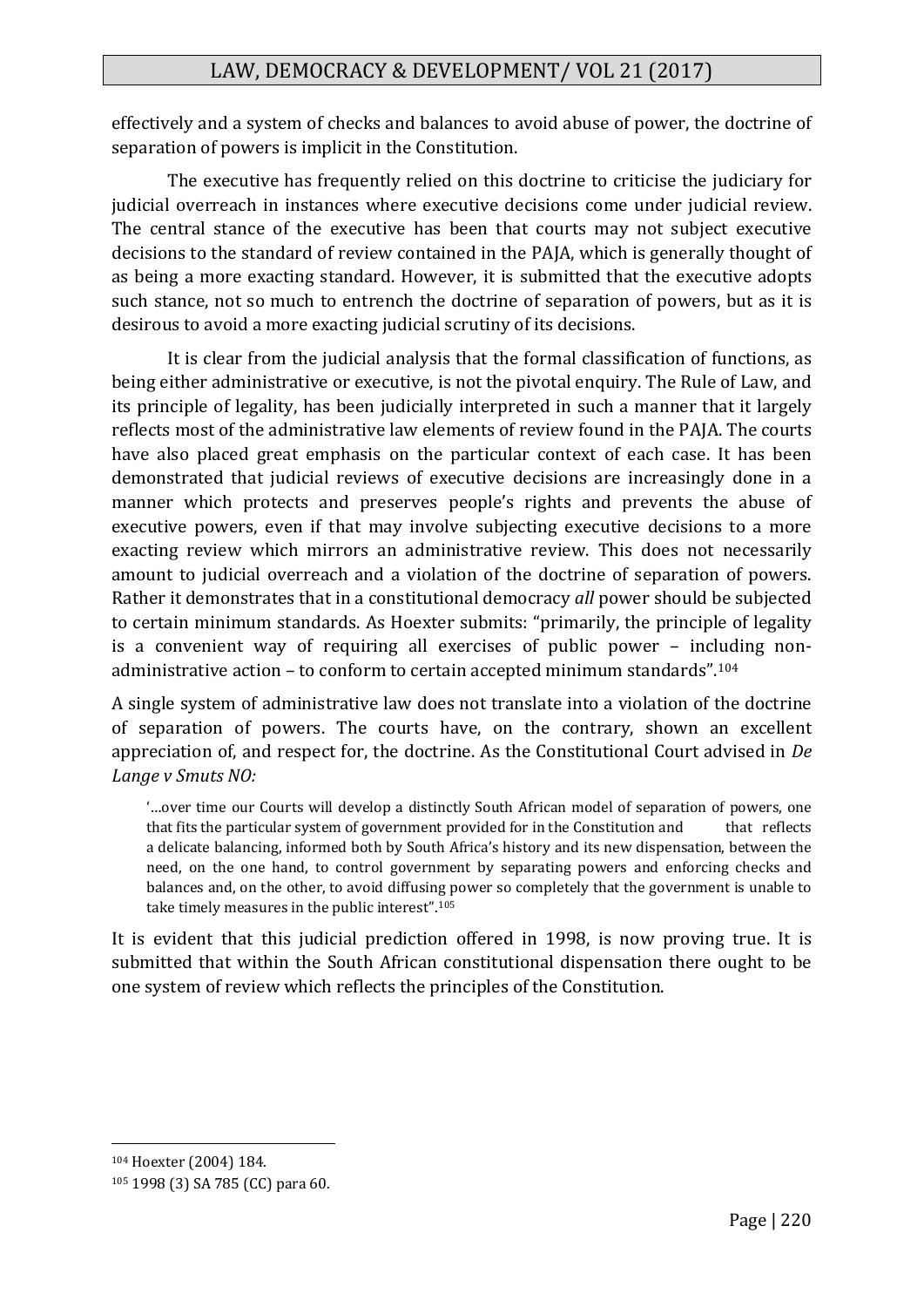effectively and a system of checks and balances to avoid abuse of power, the doctrine of separation of powers is implicit in the Constitution.

The executive has frequently relied on this doctrine to criticise the judiciary for judicial overreach in instances where executive decisions come under judicial review. The central stance of the executive has been that courts may not subject executive decisions to the standard of review contained in the PAJA, which is generally thought of as being a more exacting standard. However, it is submitted that the executive adopts such stance, not so much to entrench the doctrine of separation of powers, but as it is desirous to avoid a more exacting judicial scrutiny of its decisions.

It is clear from the judicial analysis that the formal classification of functions, as being either administrative or executive, is not the pivotal enquiry. The Rule of Law, and its principle of legality, has been judicially interpreted in such a manner that it largely reflects most of the administrative law elements of review found in the PAJA. The courts have also placed great emphasis on the particular context of each case. It has been demonstrated that judicial reviews of executive decisions are increasingly done in a manner which protects and preserves people's rights and prevents the abuse of executive powers, even if that may involve subjecting executive decisions to a more exacting review which mirrors an administrative review. This does not necessarily amount to judicial overreach and a violation of the doctrine of separation of powers. Rather it demonstrates that in a constitutional democracy *all* power should be subjected to certain minimum standards. As Hoexter submits: "primarily, the principle of legality is a convenient way of requiring all exercises of public power – including non-administrative action – to conform to certain accepted minimum standards".[104]

A single system of administrative law does not translate into a violation of the doctrine of separation of powers. The courts have, on the contrary, shown an excellent appreciation of, and respect for, the doctrine. As the Constitutional Court advised in *De Lange v Smuts NO:*

> '…over time our Courts will develop a distinctly South African model of separation of powers, one that fits the particular system of government provided for in the Constitution and that reflects a delicate balancing, informed both by South Africa's history and its new dispensation, between the need, on the one hand, to control government by separating powers and enforcing checks and balances and, on the other, to avoid diffusing power so completely that the government is unable to take timely measures in the public interest".[105]

It is evident that this judicial prediction offered in 1998, is now proving true. It is submitted that within the South African constitutional dispensation there ought to be one system of review which reflects the principles of the Constitution.

---

[104] Hoexter (2004) 184.

[105] 1998 (3) SA 785 (CC) para 60.